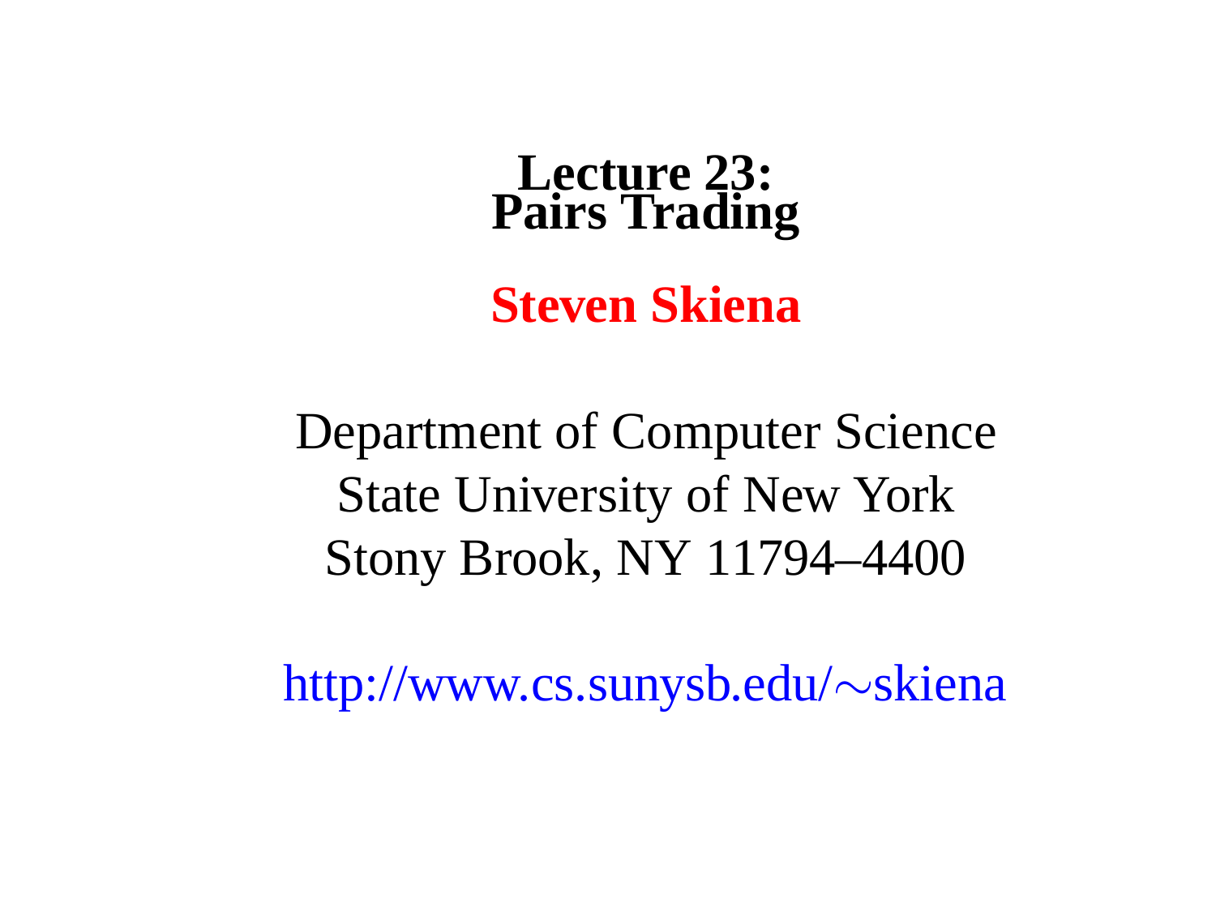# Lecture 23: Pairs Trading

**Steven Skiena**

Department of Computer Science
State University of New York
Stony Brook, NY 11794–4400

http://www.cs.sunysb.edu/∼skiena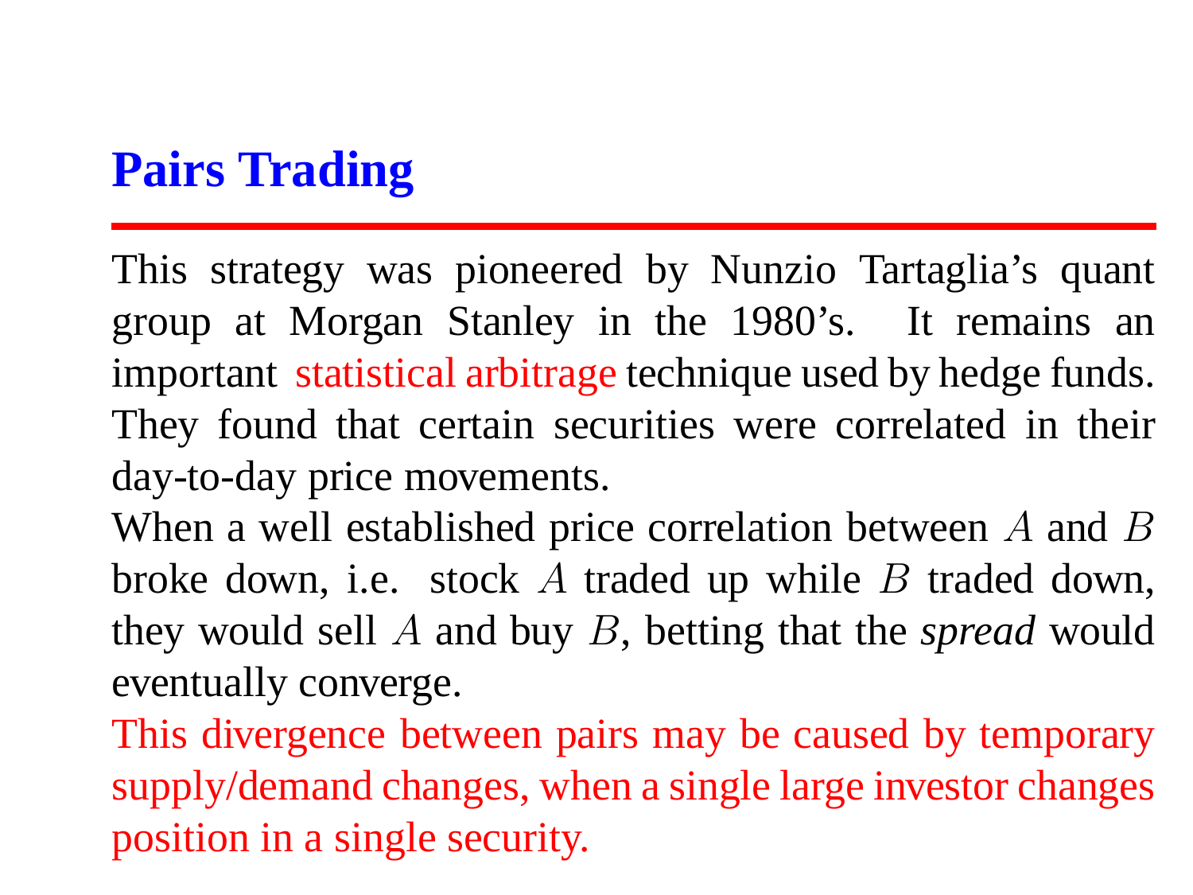# Pairs Trading

This strategy was pioneered by Nunzio Tartaglia's quant group at Morgan Stanley in the 1980's. It remains an important statistical arbitrage technique used by hedge funds. They found that certain securities were correlated in their day-to-day price movements.

When a well established price correlation between $A$ and $B$ broke down, i.e. stock $A$ traded up while $B$ traded down, they would sell $A$ and buy $B$, betting that the *spread* would eventually converge.

This divergence between pairs may be caused by temporary supply/demand changes, when a single large investor changes position in a single security.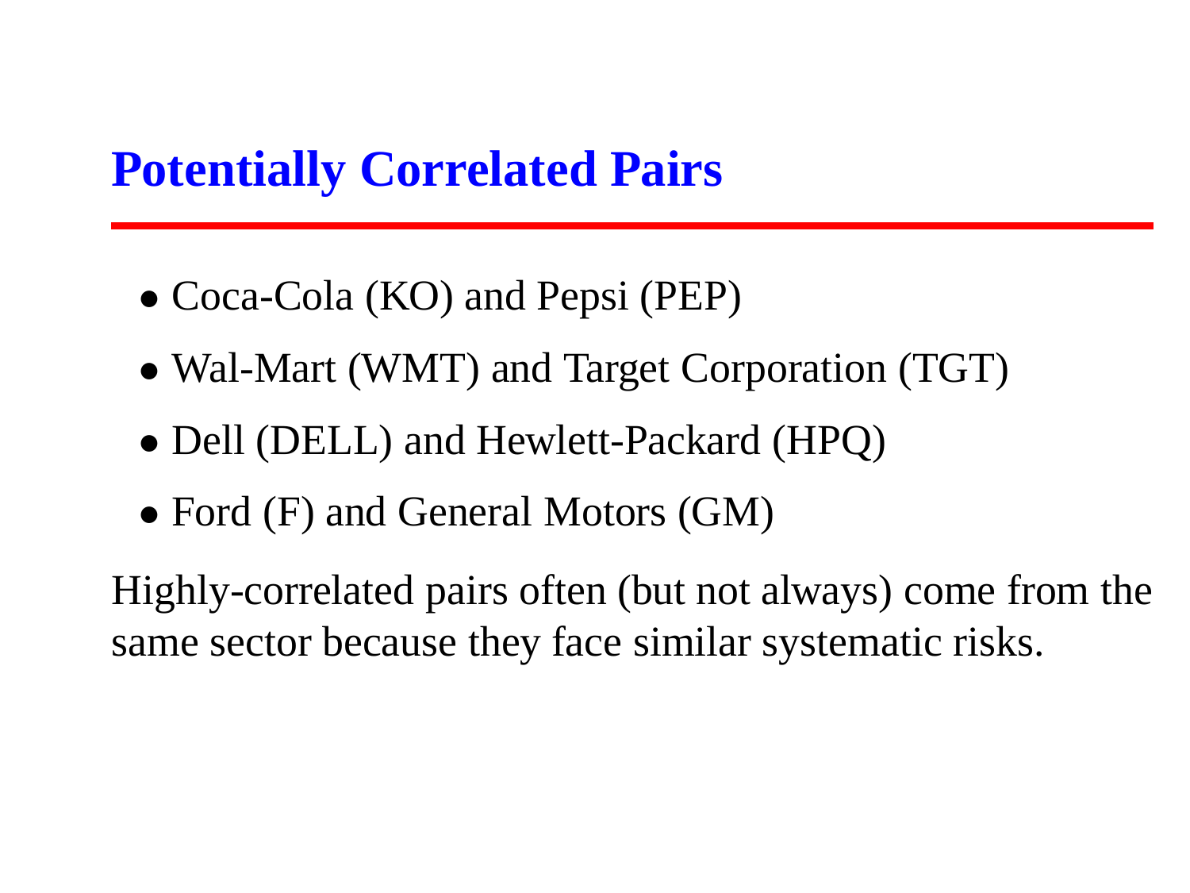# Potentially Correlated Pairs

- Coca-Cola (KO) and Pepsi (PEP)
- Wal-Mart (WMT) and Target Corporation (TGT)
- Dell (DELL) and Hewlett-Packard (HPQ)
- Ford (F) and General Motors (GM)

Highly-correlated pairs often (but not always) come from the same sector because they face similar systematic risks.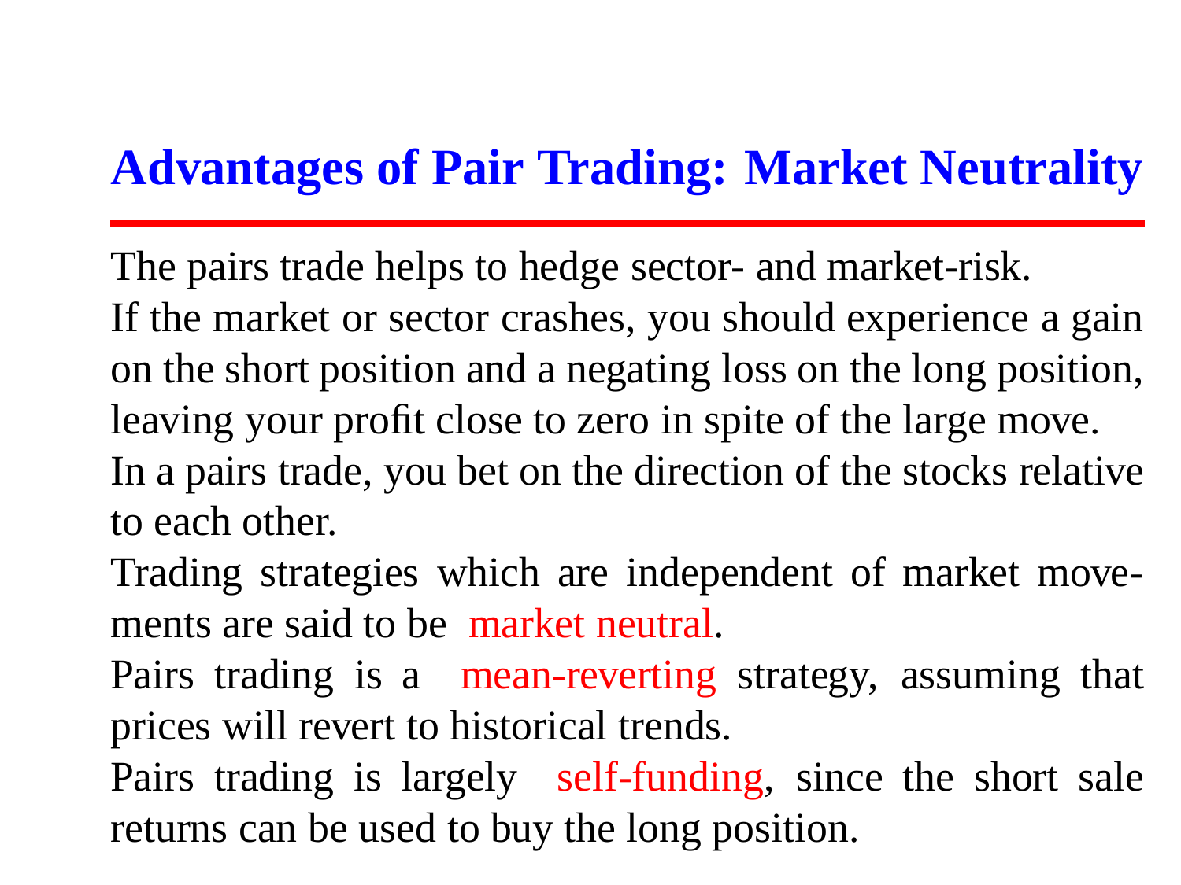# Advantages of Pair Trading: Market Neutrality

The pairs trade helps to hedge sector- and market-risk.

If the market or sector crashes, you should experience a gain on the short position and a negating loss on the long position, leaving your profit close to zero in spite of the large move.

In a pairs trade, you bet on the direction of the stocks relative to each other.

Trading strategies which are independent of market movements are said to be market neutral.

Pairs trading is a mean-reverting strategy, assuming that prices will revert to historical trends.

Pairs trading is largely self-funding, since the short sale returns can be used to buy the long position.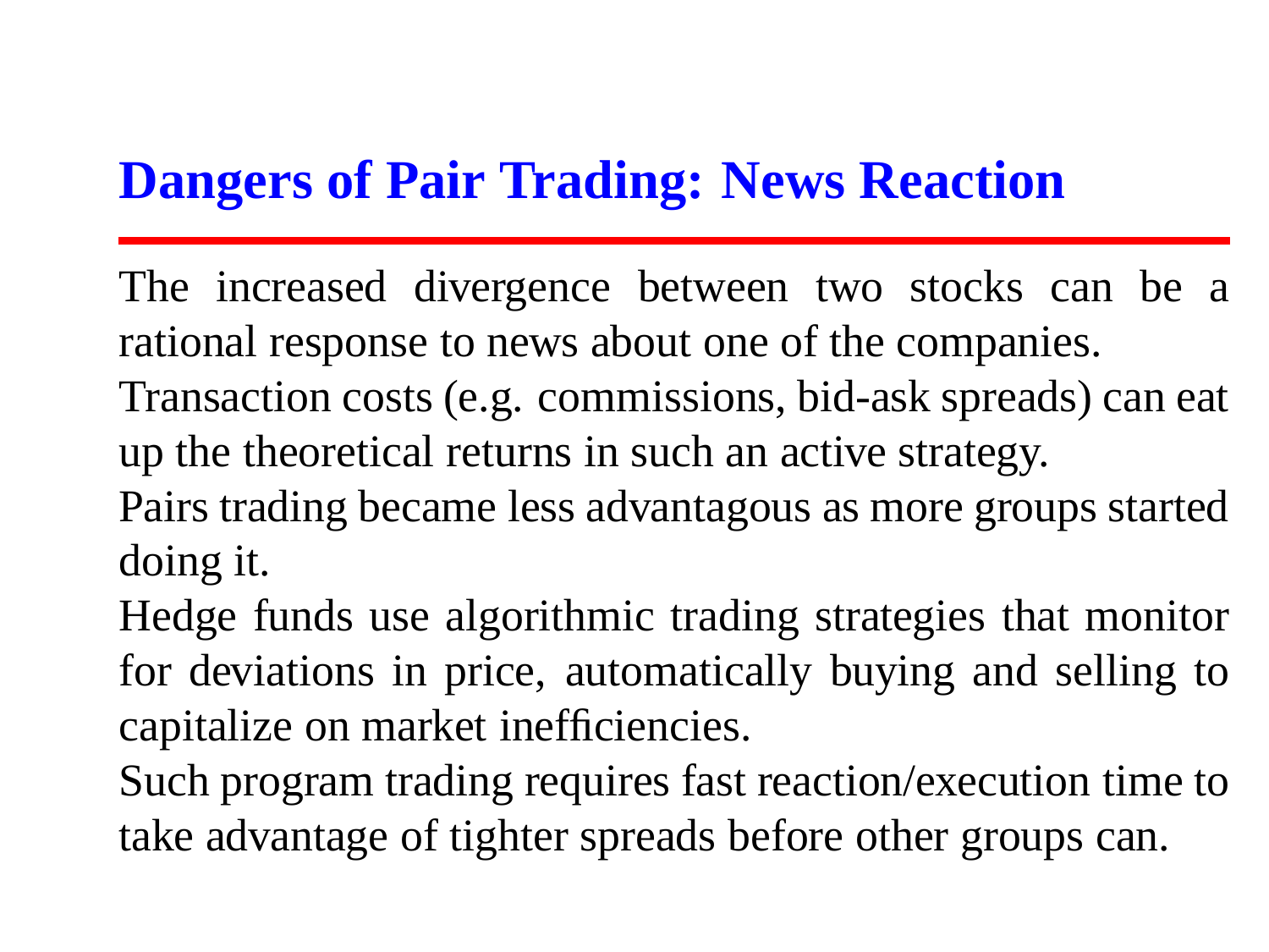# Dangers of Pair Trading: News Reaction

The increased divergence between two stocks can be a rational response to news about one of the companies.

Transaction costs (e.g. commissions, bid-ask spreads) can eat up the theoretical returns in such an active strategy.

Pairs trading became less advantagous as more groups started doing it.

Hedge funds use algorithmic trading strategies that monitor for deviations in price, automatically buying and selling to capitalize on market inefficiencies.

Such program trading requires fast reaction/execution time to take advantage of tighter spreads before other groups can.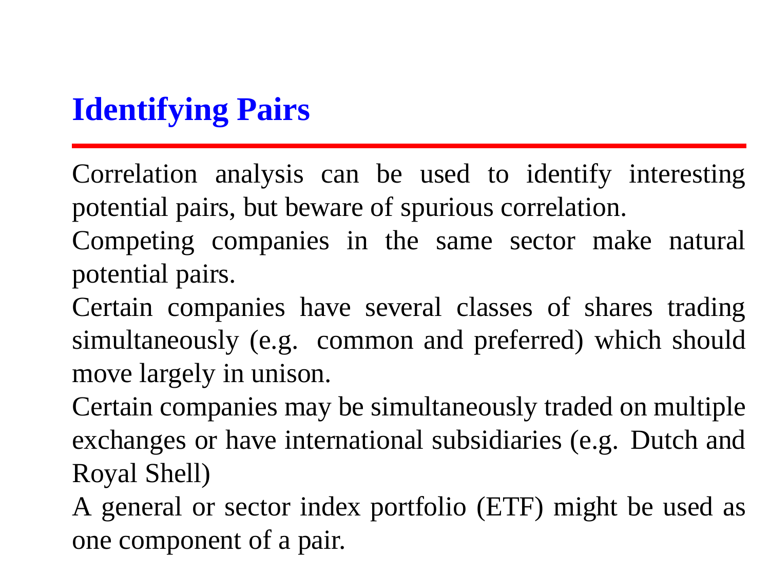# Identifying Pairs

Correlation analysis can be used to identify interesting potential pairs, but beware of spurious correlation.

Competing companies in the same sector make natural potential pairs.

Certain companies have several classes of shares trading simultaneously (e.g. common and preferred) which should move largely in unison.

Certain companies may be simultaneously traded on multiple exchanges or have international subsidiaries (e.g. Dutch and Royal Shell)

A general or sector index portfolio (ETF) might be used as one component of a pair.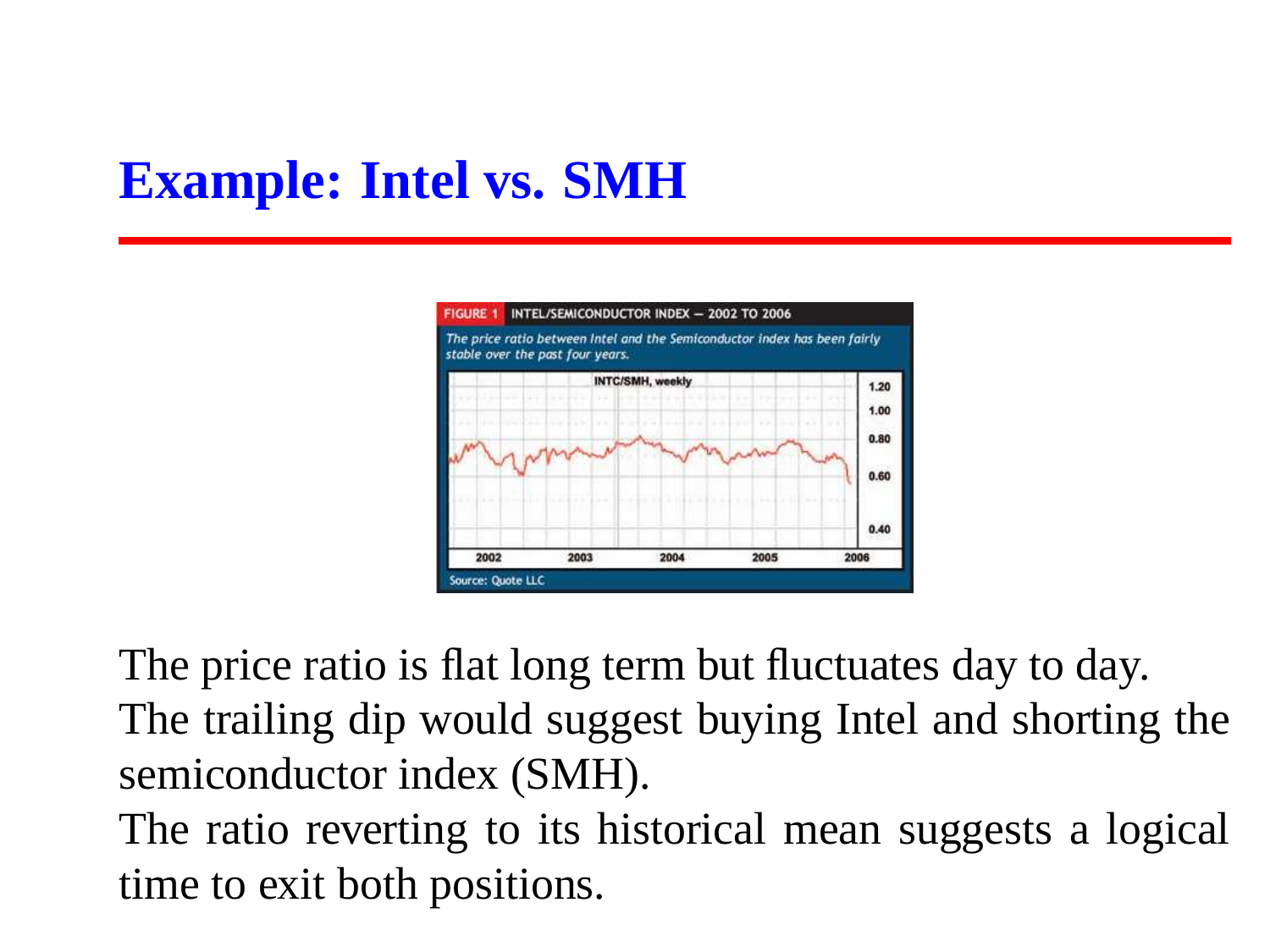## Example: Intel vs. SMH

FIGURE 1 INTEL/SEMICONDUCTOR INDEX — 2002 TO 2006

*The price ratio between Intel and the Semiconductor index has been fairly stable over the past four years.*

Source: Quote LLC

The price ratio is flat long term but fluctuates day to day.

The trailing dip would suggest buying Intel and shorting the semiconductor index (SMH).

The ratio reverting to its historical mean suggests a logical time to exit both positions.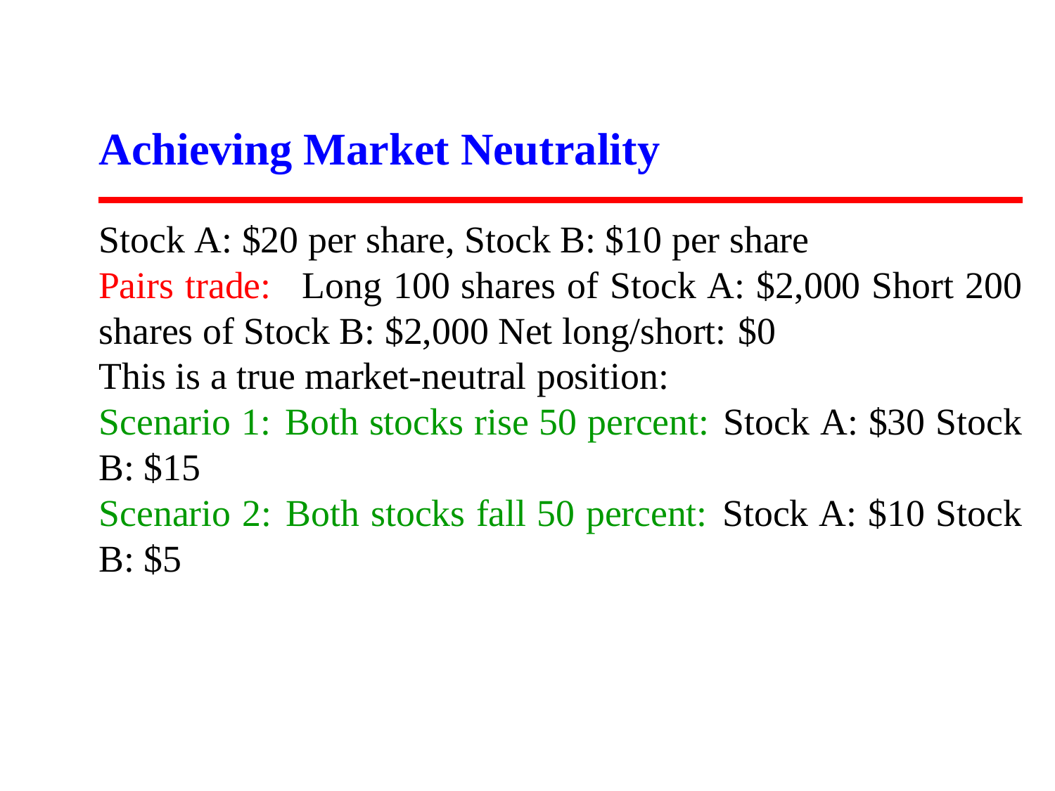# Achieving Market Neutrality

Stock A: $20 per share, Stock B: $10 per share

Pairs trade: Long 100 shares of Stock A: $2,000 Short 200 shares of Stock B: $2,000 Net long/short: $0

This is a true market-neutral position:

Scenario 1: Both stocks rise 50 percent: Stock A: $30 Stock B: $15

Scenario 2: Both stocks fall 50 percent: Stock A: $10 Stock B: $5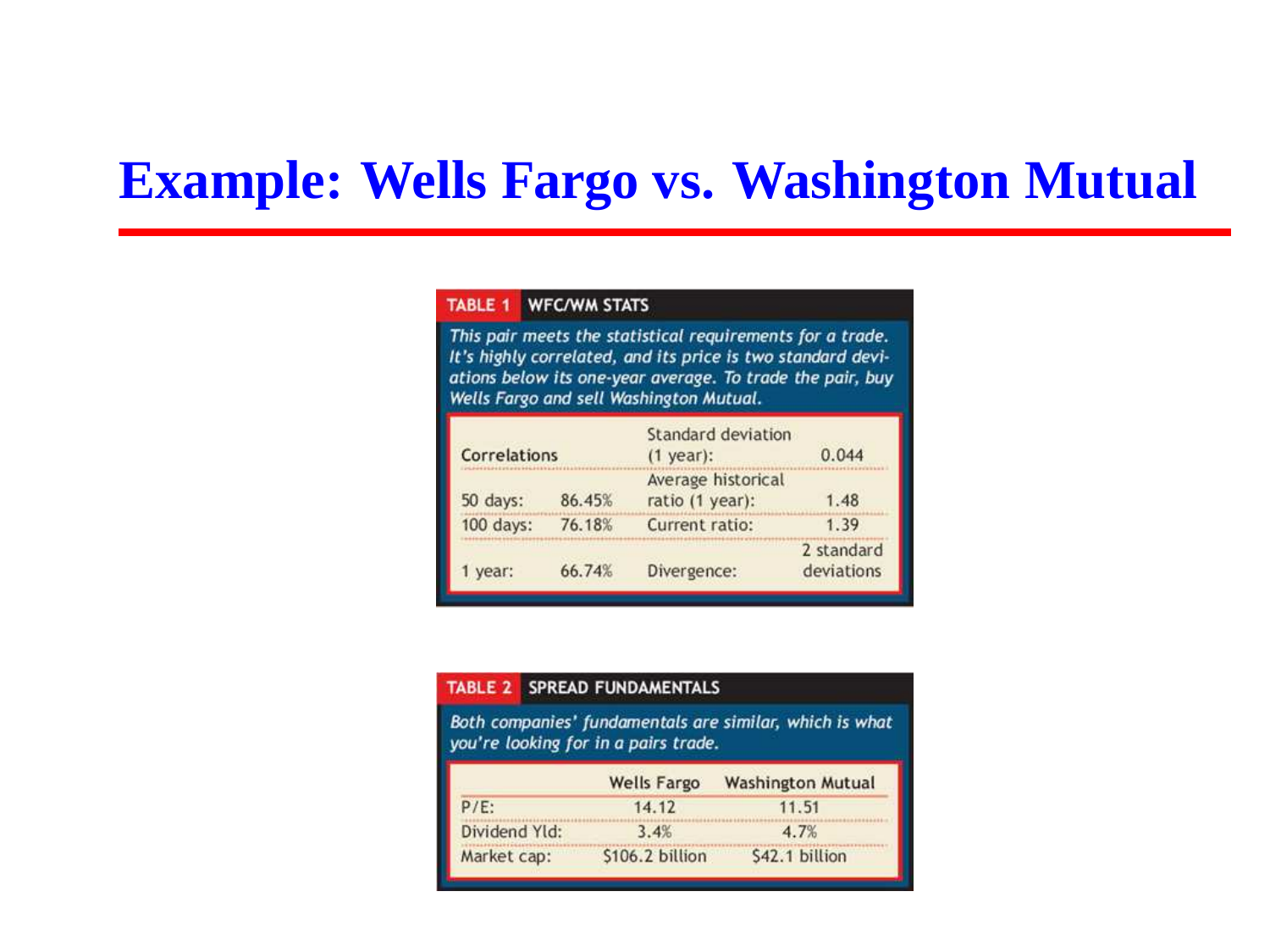# Example: Wells Fargo vs. Washington Mutual

**TABLE 1 WFC/WM STATS**

*This pair meets the statistical requirements for a trade. It's highly correlated, and its price is two standard deviations below its one-year average. To trade the pair, buy Wells Fargo and sell Washington Mutual.*

| Correlations | | | |
|---|---|---|---|
| | | Standard deviation (1 year): | 0.044 |
| 50 days: | 86.45% | Average historical ratio (1 year): | 1.48 |
| 100 days: | 76.18% | Current ratio: | 1.39 |
| 1 year: | 66.74% | Divergence: | 2 standard deviations |

**TABLE 2 SPREAD FUNDAMENTALS**

*Both companies' fundamentals are similar, which is what you're looking for in a pairs trade.*

| | Wells Fargo | Washington Mutual |
|---|---|---|
| P/E: | 14.12 | 11.51 |
| Dividend Yld: | 3.4% | 4.7% |
| Market cap: | $106.2 billion | $42.1 billion |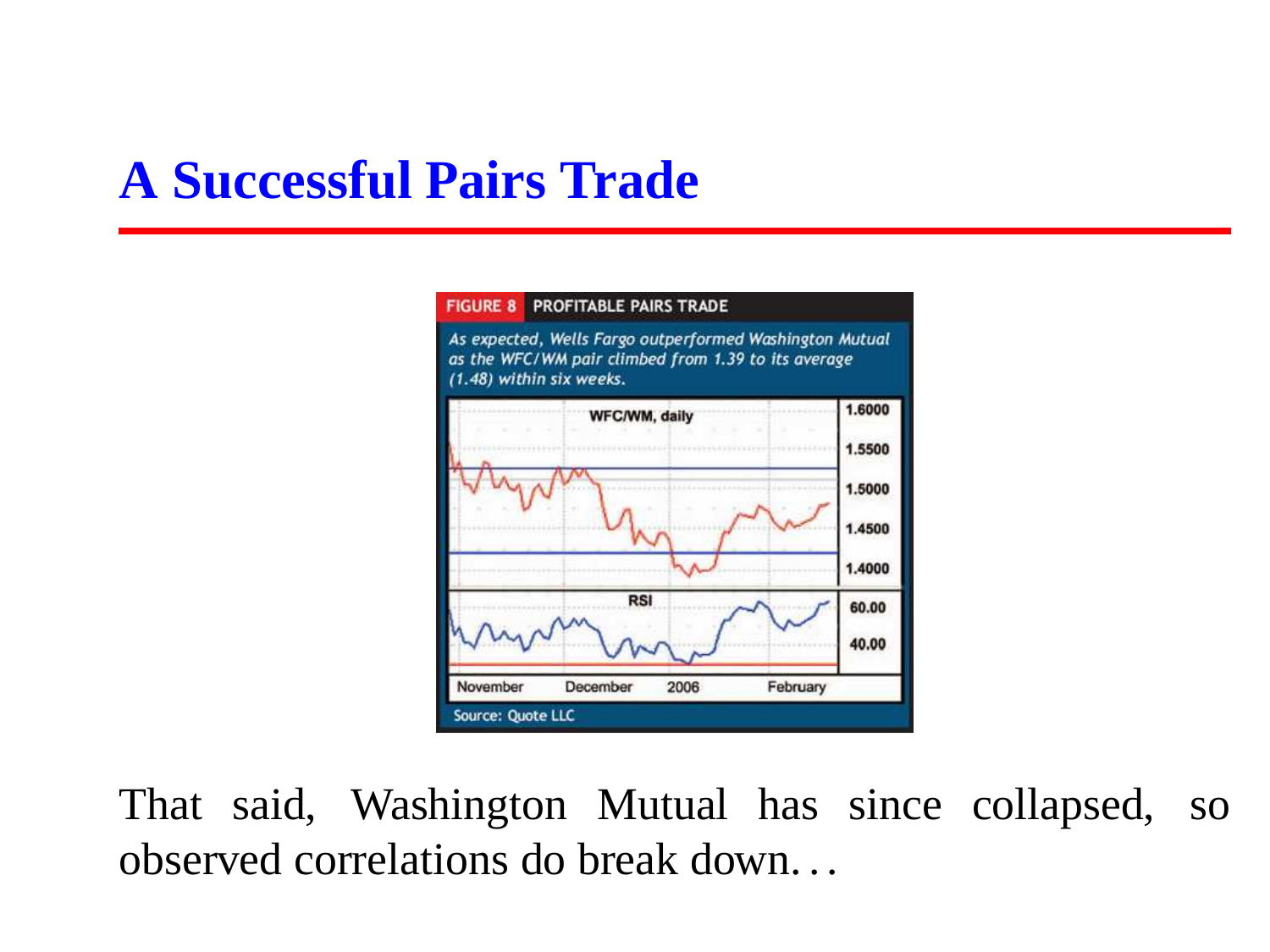# A Successful Pairs Trade

FIGURE 8 PROFITABLE PAIRS TRADE

*As expected, Wells Fargo outperformed Washington Mutual as the WFC/WM pair climbed from 1.39 to its average (1.48) within six weeks.*

Source: Quote LLC

That said, Washington Mutual has since collapsed, so observed correlations do break down. . .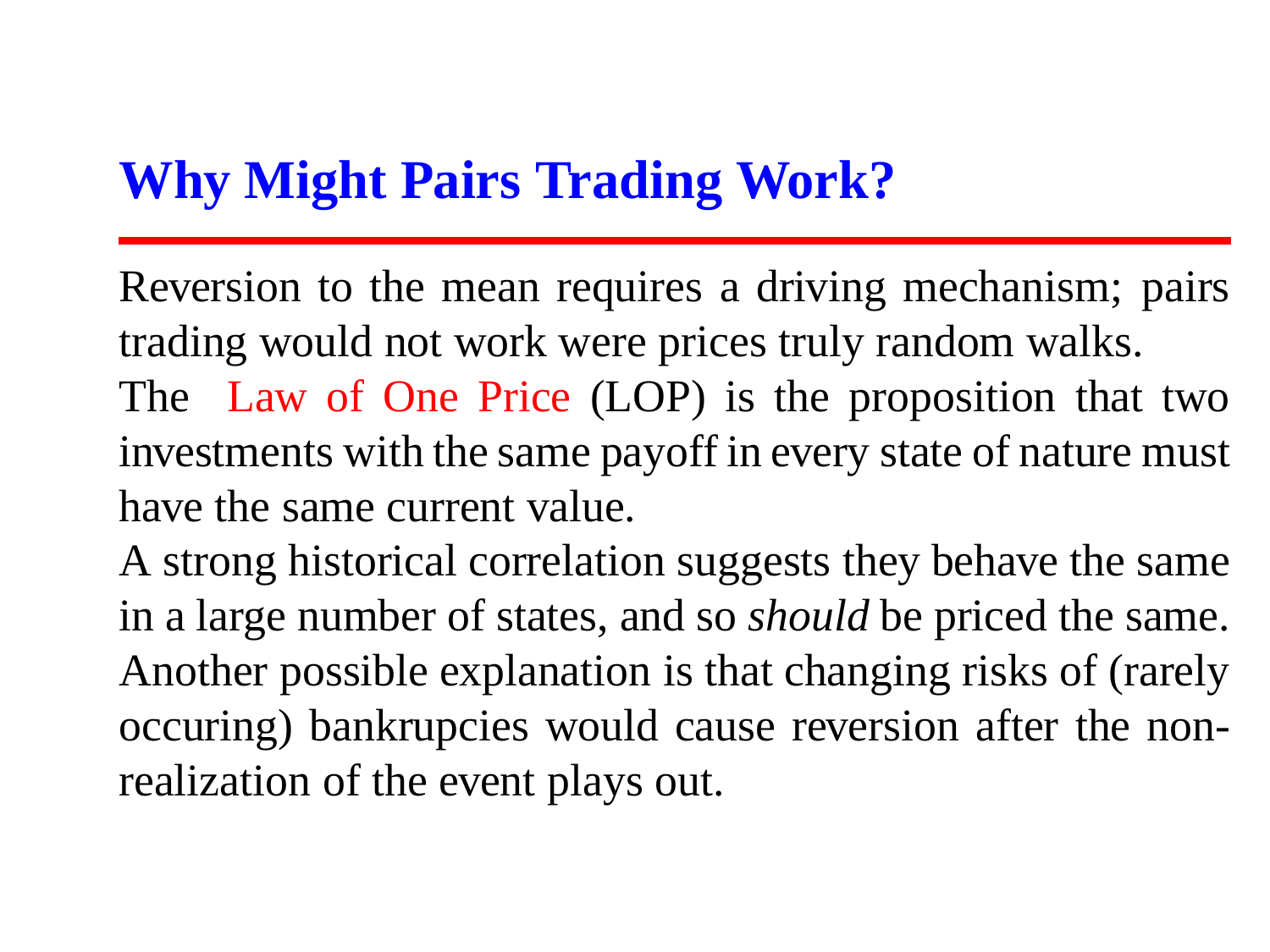# Why Might Pairs Trading Work?

Reversion to the mean requires a driving mechanism; pairs trading would not work were prices truly random walks.

The Law of One Price (LOP) is the proposition that two investments with the same payoff in every state of nature must have the same current value.

A strong historical correlation suggests they behave the same in a large number of states, and so *should* be priced the same.

Another possible explanation is that changing risks of (rarely occuring) bankrupcies would cause reversion after the non-realization of the event plays out.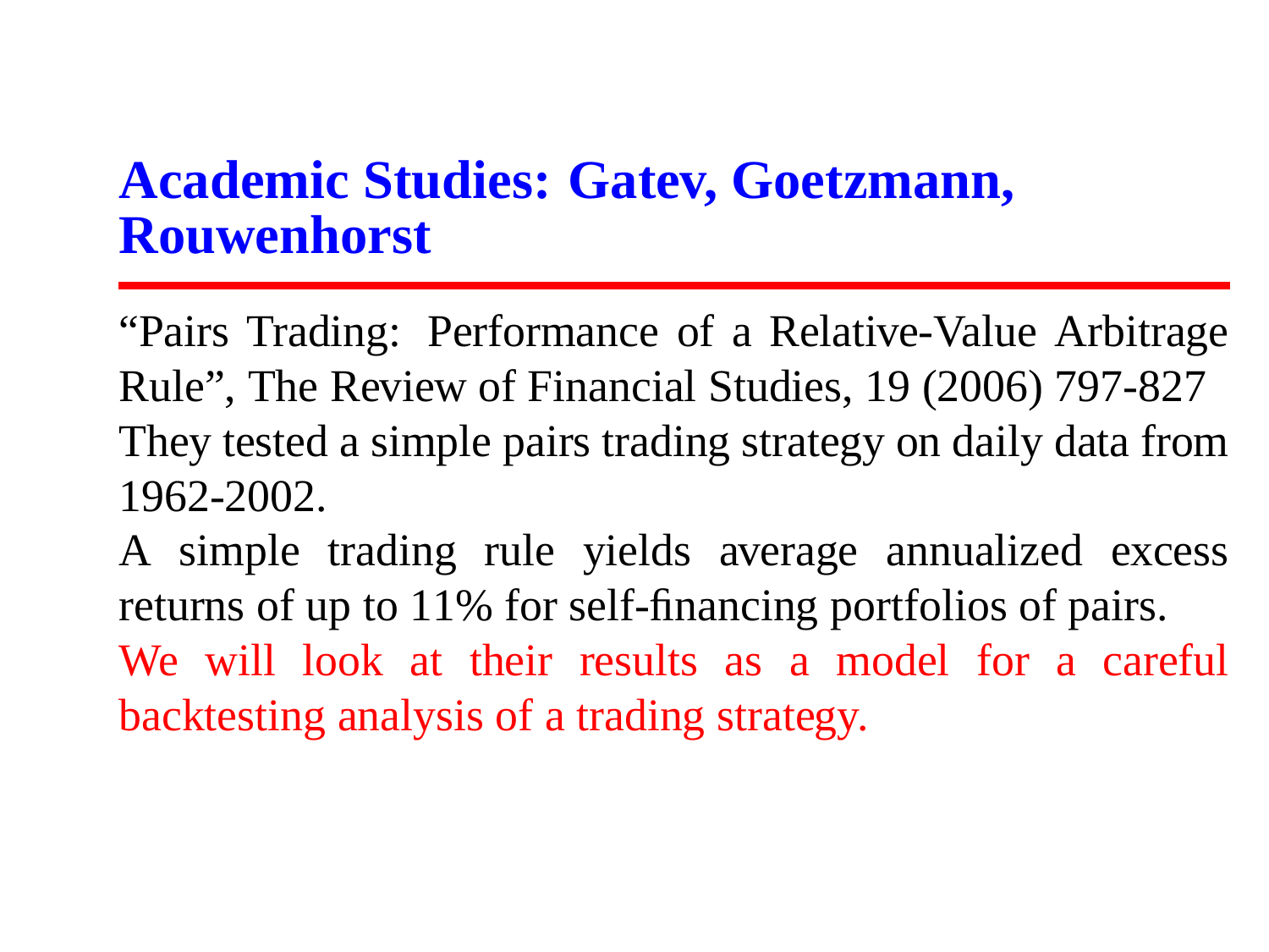# Academic Studies: Gatev, Goetzmann, Rouwenhorst

"Pairs Trading: Performance of a Relative-Value Arbitrage Rule", The Review of Financial Studies, 19 (2006) 797-827

They tested a simple pairs trading strategy on daily data from 1962-2002.

A simple trading rule yields average annualized excess returns of up to 11% for self-financing portfolios of pairs.

We will look at their results as a model for a careful backtesting analysis of a trading strategy.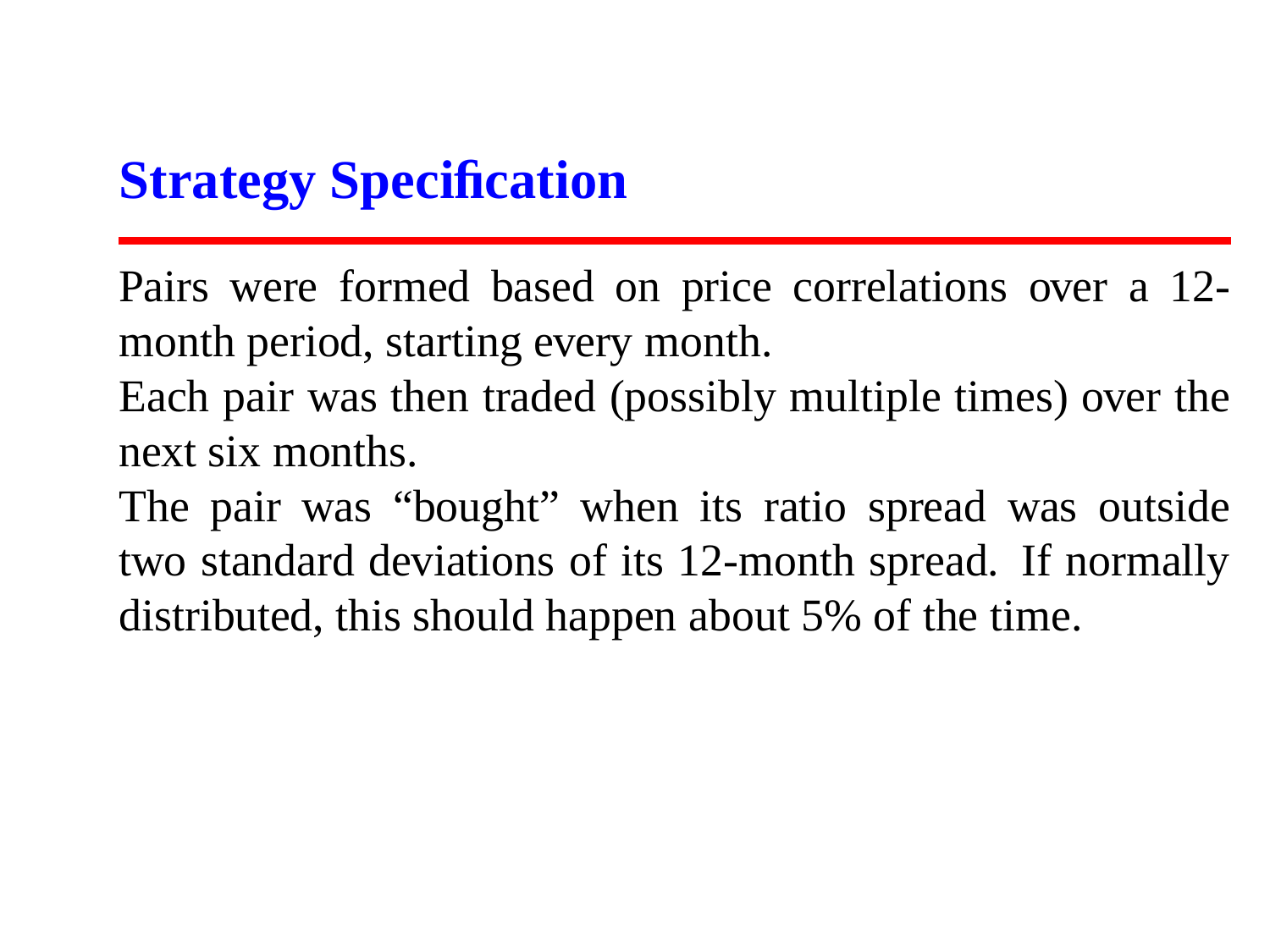## Strategy Specification

Pairs were formed based on price correlations over a 12-month period, starting every month.

Each pair was then traded (possibly multiple times) over the next six months.

The pair was "bought" when its ratio spread was outside two standard deviations of its 12-month spread. If normally distributed, this should happen about 5% of the time.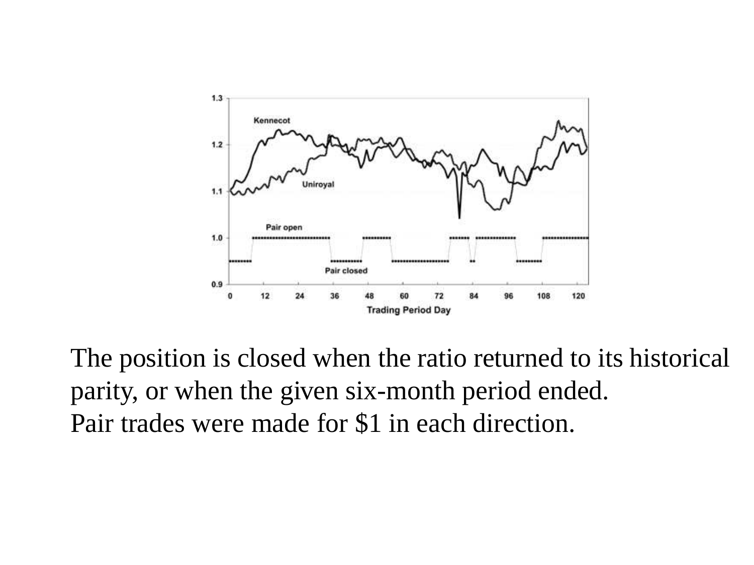The position is closed when the ratio returned to its historical parity, or when the given six-month period ended.
Pair trades were made for $1 in each direction.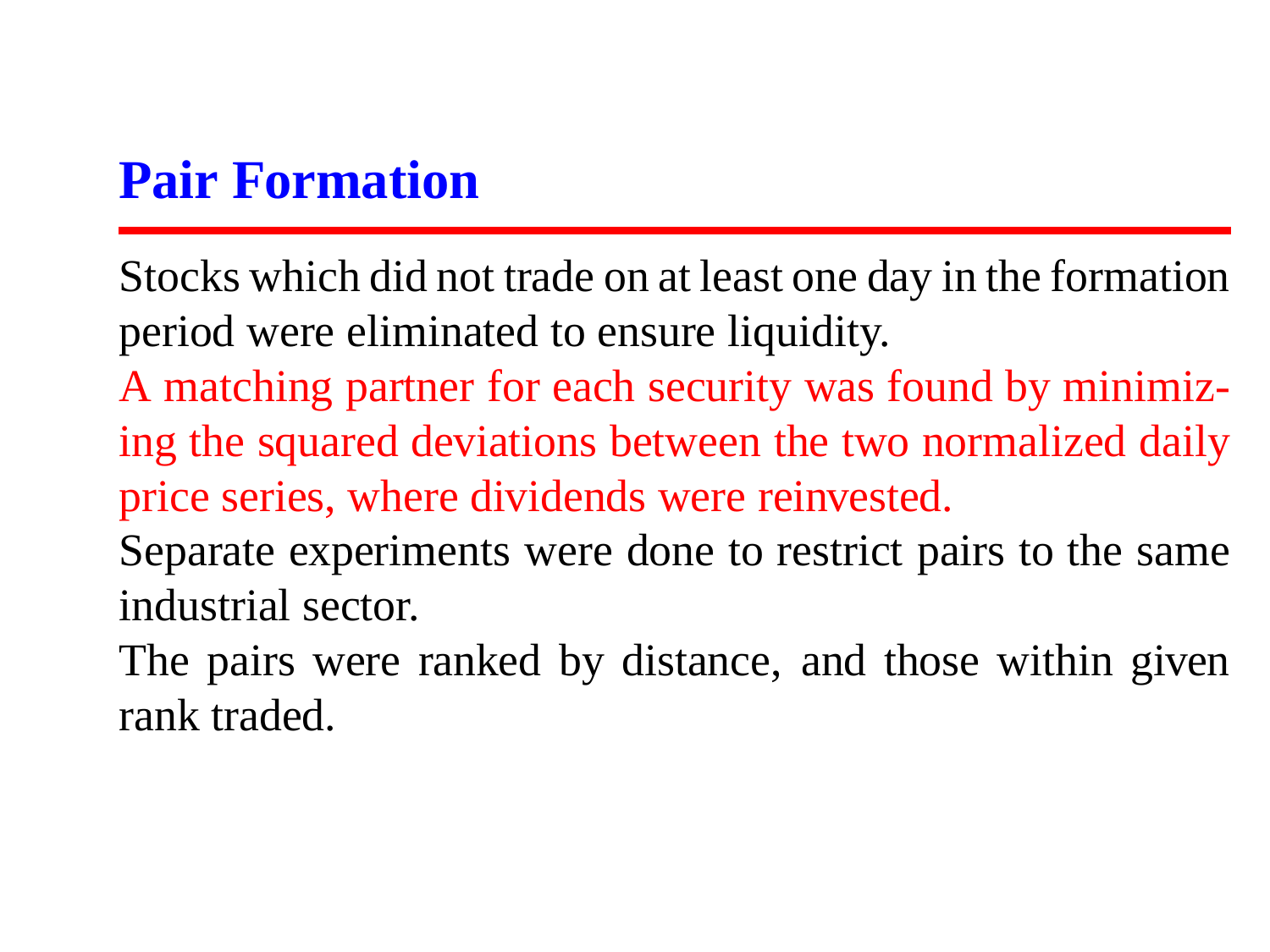# Pair Formation

Stocks which did not trade on at least one day in the formation period were eliminated to ensure liquidity.

A matching partner for each security was found by minimizing the squared deviations between the two normalized daily price series, where dividends were reinvested.

Separate experiments were done to restrict pairs to the same industrial sector.

The pairs were ranked by distance, and those within given rank traded.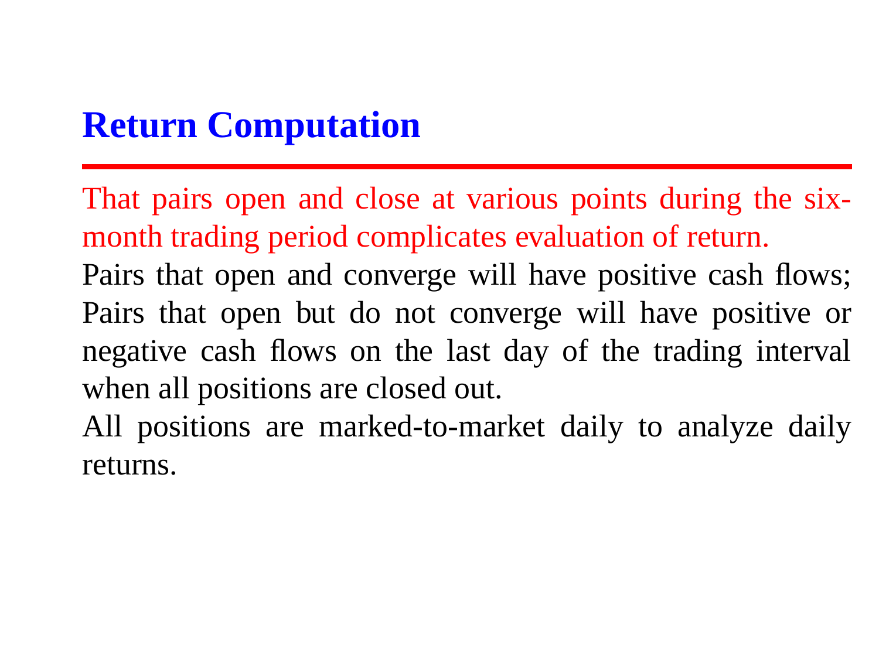## Return Computation

That pairs open and close at various points during the six-month trading period complicates evaluation of return.

Pairs that open and converge will have positive cash flows; Pairs that open but do not converge will have positive or negative cash flows on the last day of the trading interval when all positions are closed out.

All positions are marked-to-market daily to analyze daily returns.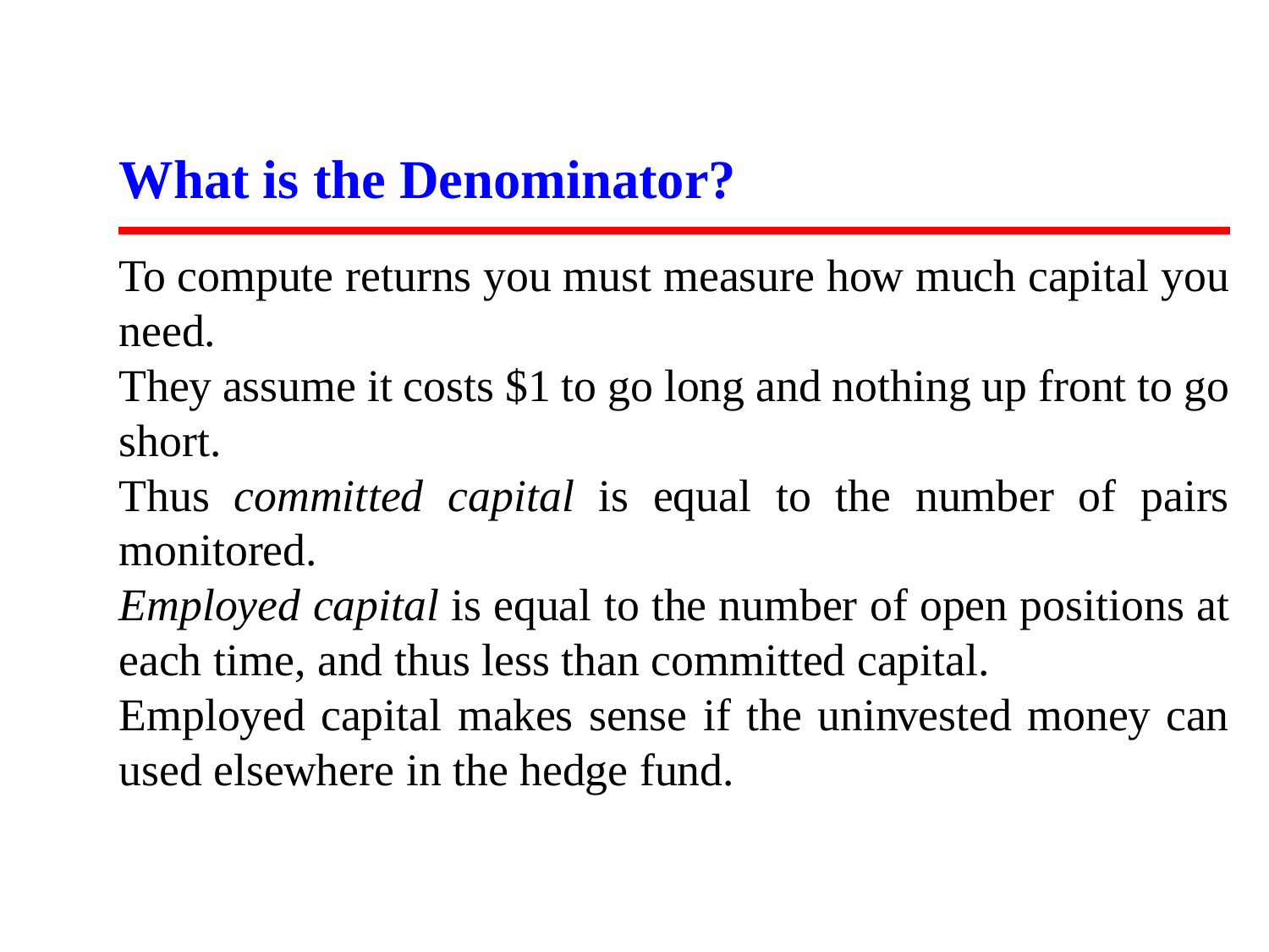# What is the Denominator?

To compute returns you must measure how much capital you need.

They assume it costs $1 to go long and nothing up front to go short.

Thus *committed capital* is equal to the number of pairs monitored.

*Employed capital* is equal to the number of open positions at each time, and thus less than committed capital.

Employed capital makes sense if the uninvested money can used elsewhere in the hedge fund.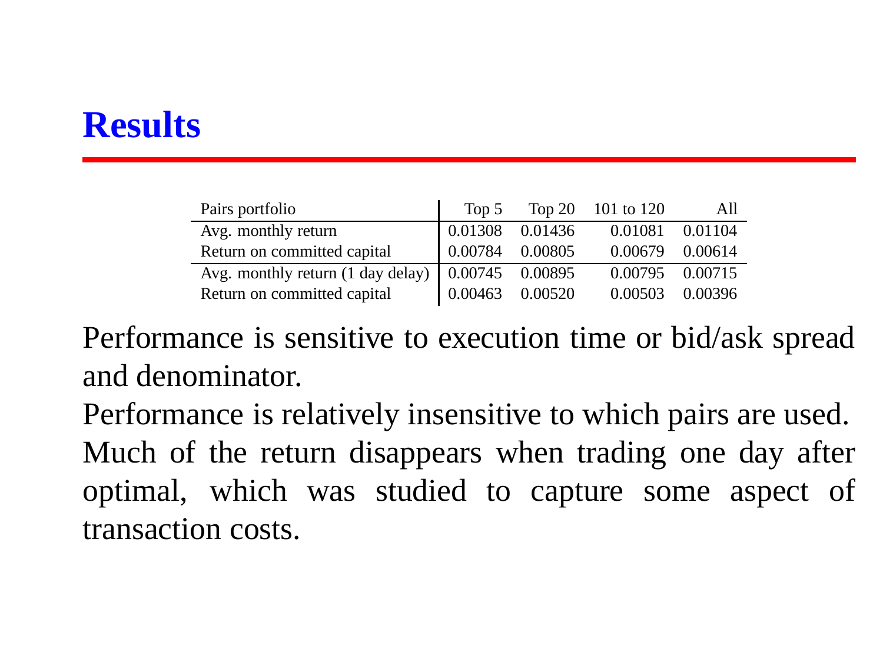# Results

| Pairs portfolio | Top 5 | Top 20 | 101 to 120 | All |
|---|---|---|---|---|
| Avg. monthly return | 0.01308 | 0.01436 | 0.01081 | 0.01104 |
| Return on committed capital | 0.00784 | 0.00805 | 0.00679 | 0.00614 |
| Avg. monthly return (1 day delay) | 0.00745 | 0.00895 | 0.00795 | 0.00715 |
| Return on committed capital | 0.00463 | 0.00520 | 0.00503 | 0.00396 |

Performance is sensitive to execution time or bid/ask spread and denominator.

Performance is relatively insensitive to which pairs are used.

Much of the return disappears when trading one day after optimal, which was studied to capture some aspect of transaction costs.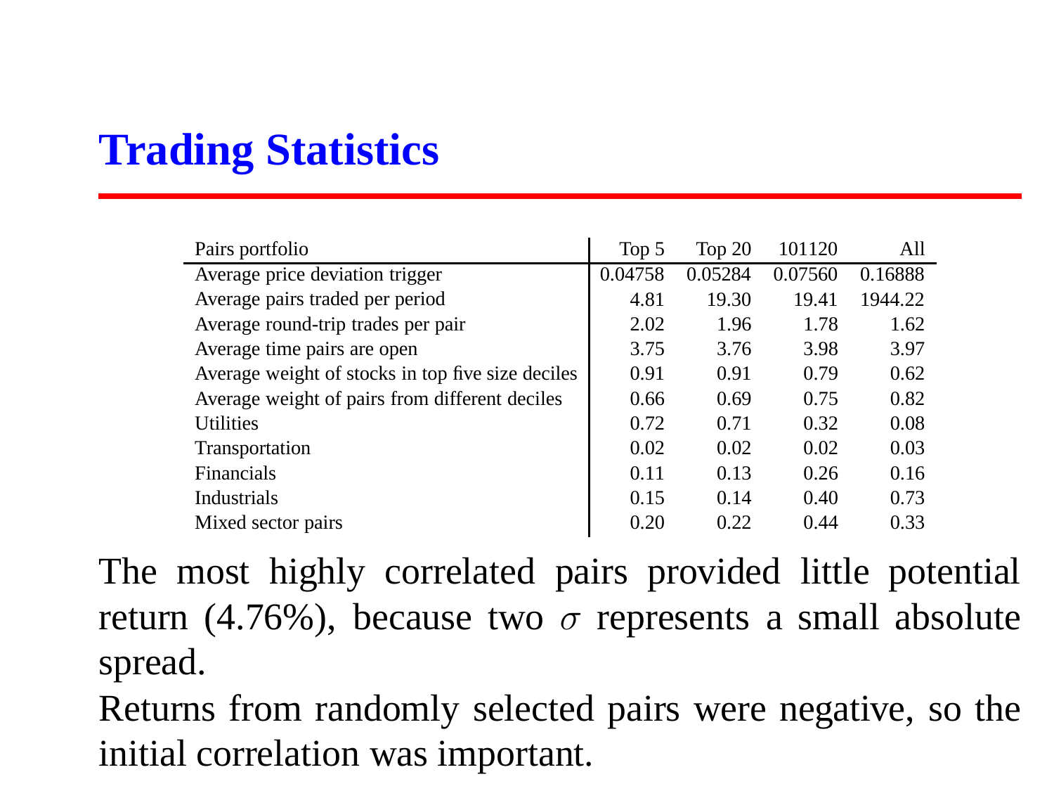# Trading Statistics

| Pairs portfolio | Top 5 | Top 20 | 101120 | All |
|---|---|---|---|---|
| Average price deviation trigger | 0.04758 | 0.05284 | 0.07560 | 0.16888 |
| Average pairs traded per period | 4.81 | 19.30 | 19.41 | 1944.22 |
| Average round-trip trades per pair | 2.02 | 1.96 | 1.78 | 1.62 |
| Average time pairs are open | 3.75 | 3.76 | 3.98 | 3.97 |
| Average weight of stocks in top five size deciles | 0.91 | 0.91 | 0.79 | 0.62 |
| Average weight of pairs from different deciles | 0.66 | 0.69 | 0.75 | 0.82 |
| Utilities | 0.72 | 0.71 | 0.32 | 0.08 |
| Transportation | 0.02 | 0.02 | 0.02 | 0.03 |
| Financials | 0.11 | 0.13 | 0.26 | 0.16 |
| Industrials | 0.15 | 0.14 | 0.40 | 0.73 |
| Mixed sector pairs | 0.20 | 0.22 | 0.44 | 0.33 |

The most highly correlated pairs provided little potential return (4.76%), because two $\sigma$ represents a small absolute spread.

Returns from randomly selected pairs were negative, so the initial correlation was important.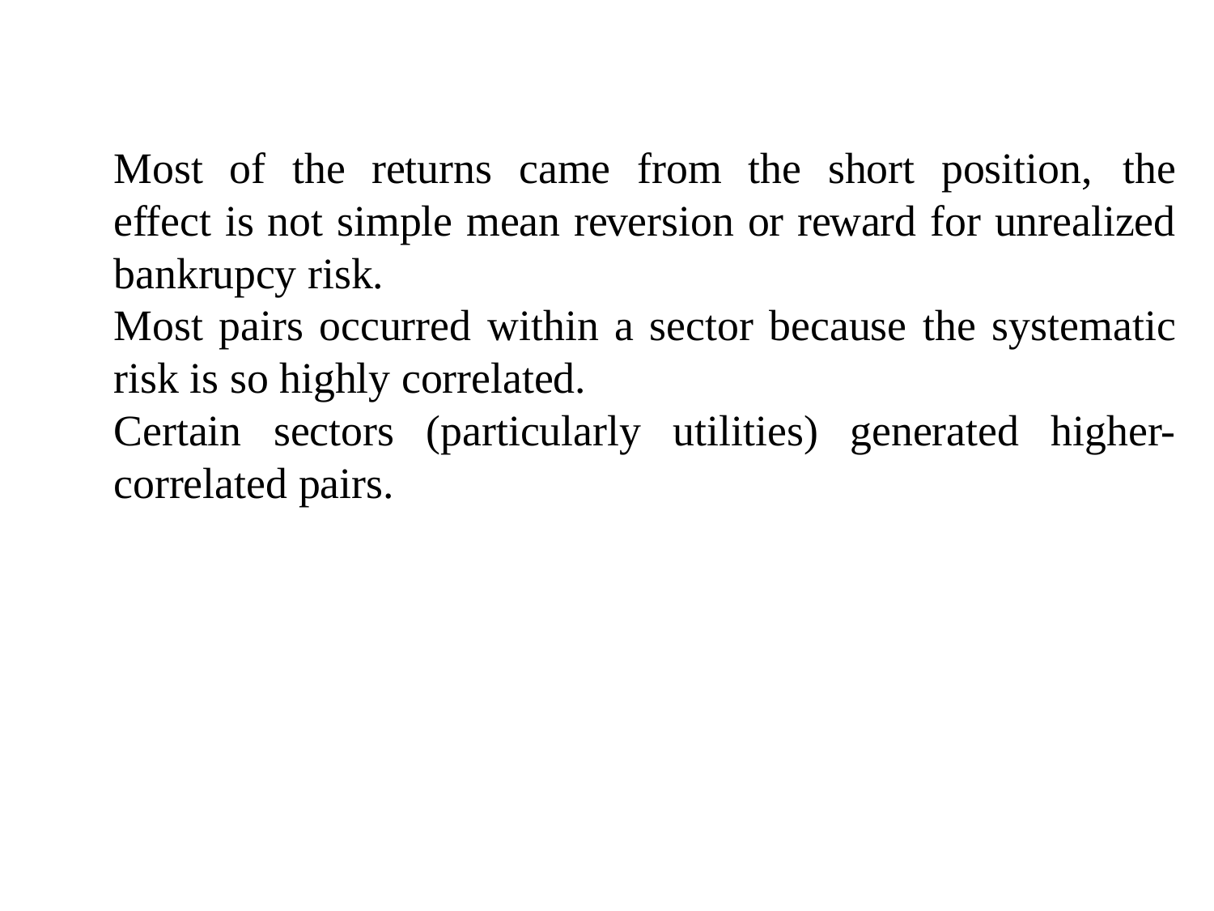Most of the returns came from the short position, the effect is not simple mean reversion or reward for unrealized bankrupcy risk.

Most pairs occurred within a sector because the systematic risk is so highly correlated.

Certain sectors (particularly utilities) generated higher-correlated pairs.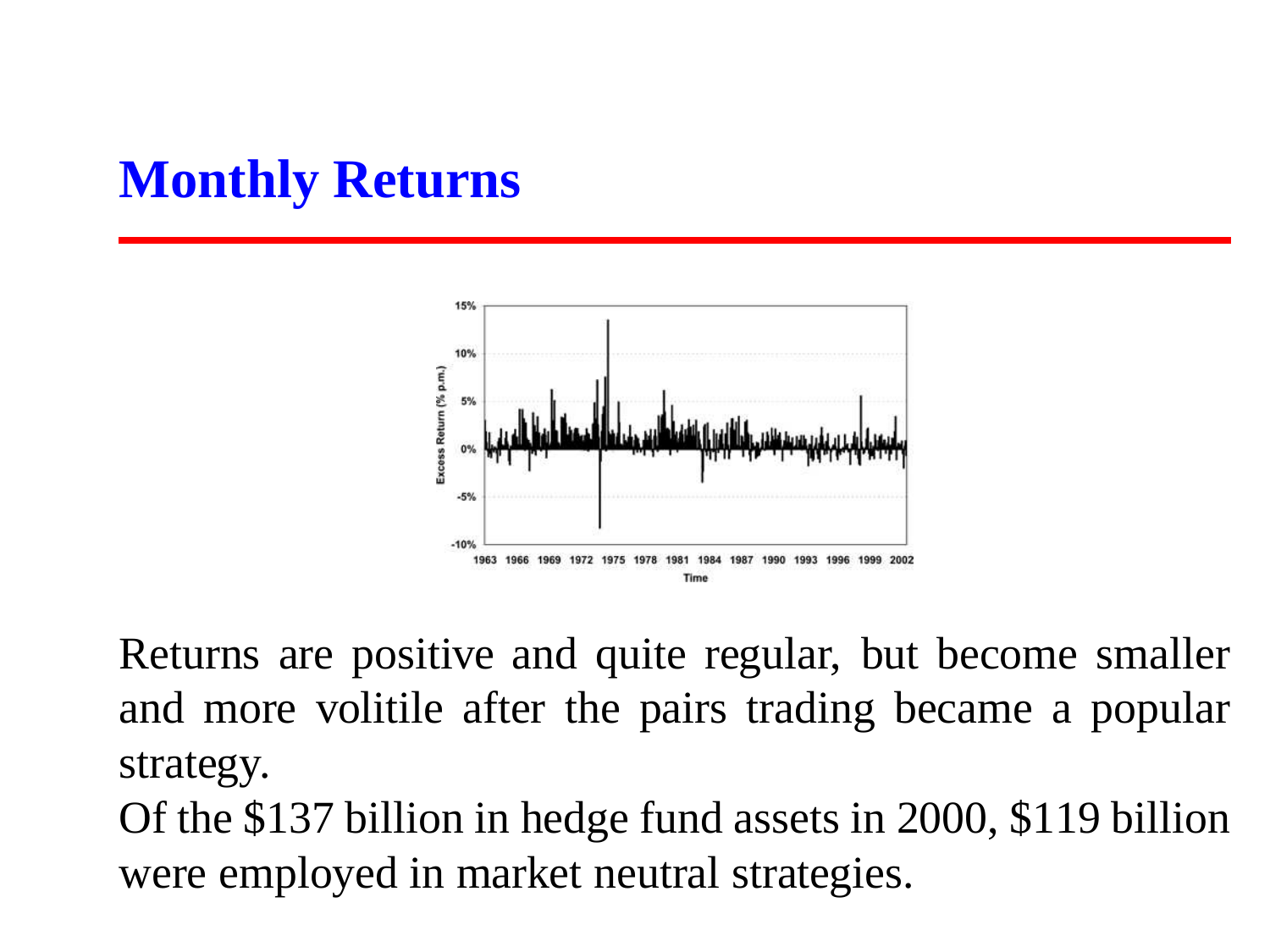## Monthly Returns

Returns are positive and quite regular, but become smaller and more volitile after the pairs trading became a popular strategy.

Of the $137 billion in hedge fund assets in 2000, $119 billion were employed in market neutral strategies.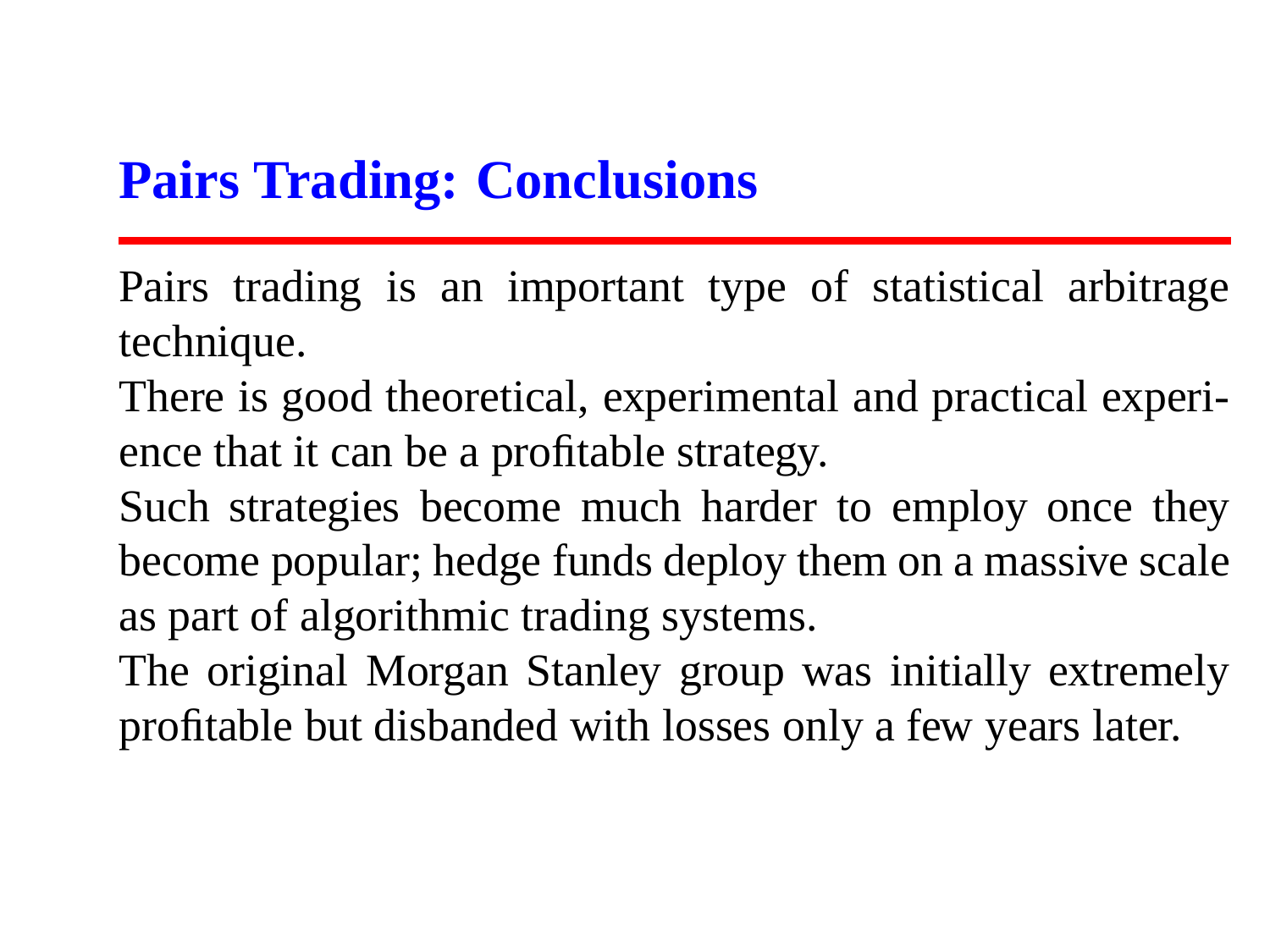# Pairs Trading: Conclusions

Pairs trading is an important type of statistical arbitrage technique.

There is good theoretical, experimental and practical experience that it can be a profitable strategy.

Such strategies become much harder to employ once they become popular; hedge funds deploy them on a massive scale as part of algorithmic trading systems.

The original Morgan Stanley group was initially extremely profitable but disbanded with losses only a few years later.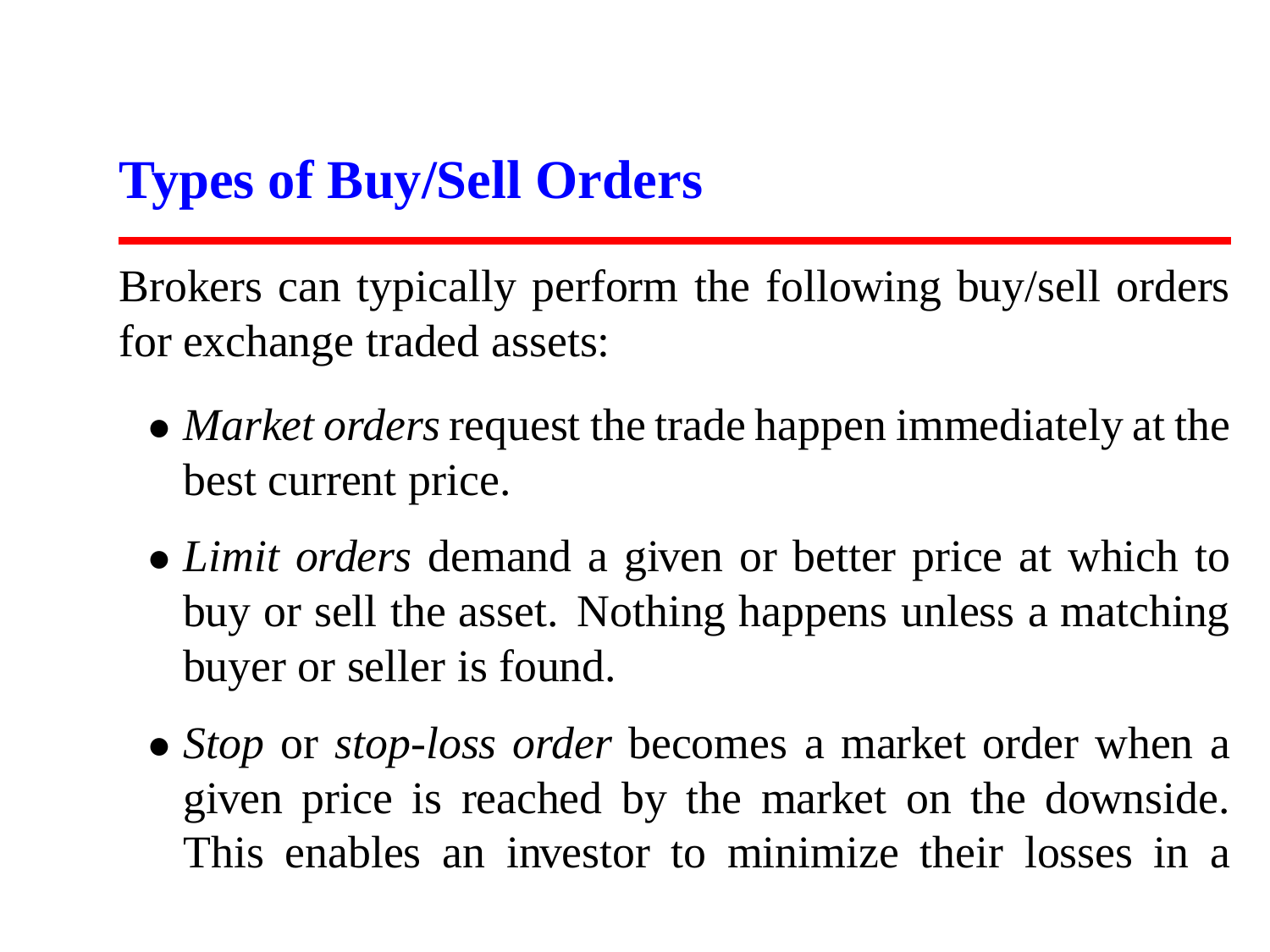# Types of Buy/Sell Orders

Brokers can typically perform the following buy/sell orders for exchange traded assets:

- *Market orders* request the trade happen immediately at the best current price.
- *Limit orders* demand a given or better price at which to buy or sell the asset. Nothing happens unless a matching buyer or seller is found.
- *Stop* or *stop-loss order* becomes a market order when a given price is reached by the market on the downside. This enables an investor to minimize their losses in a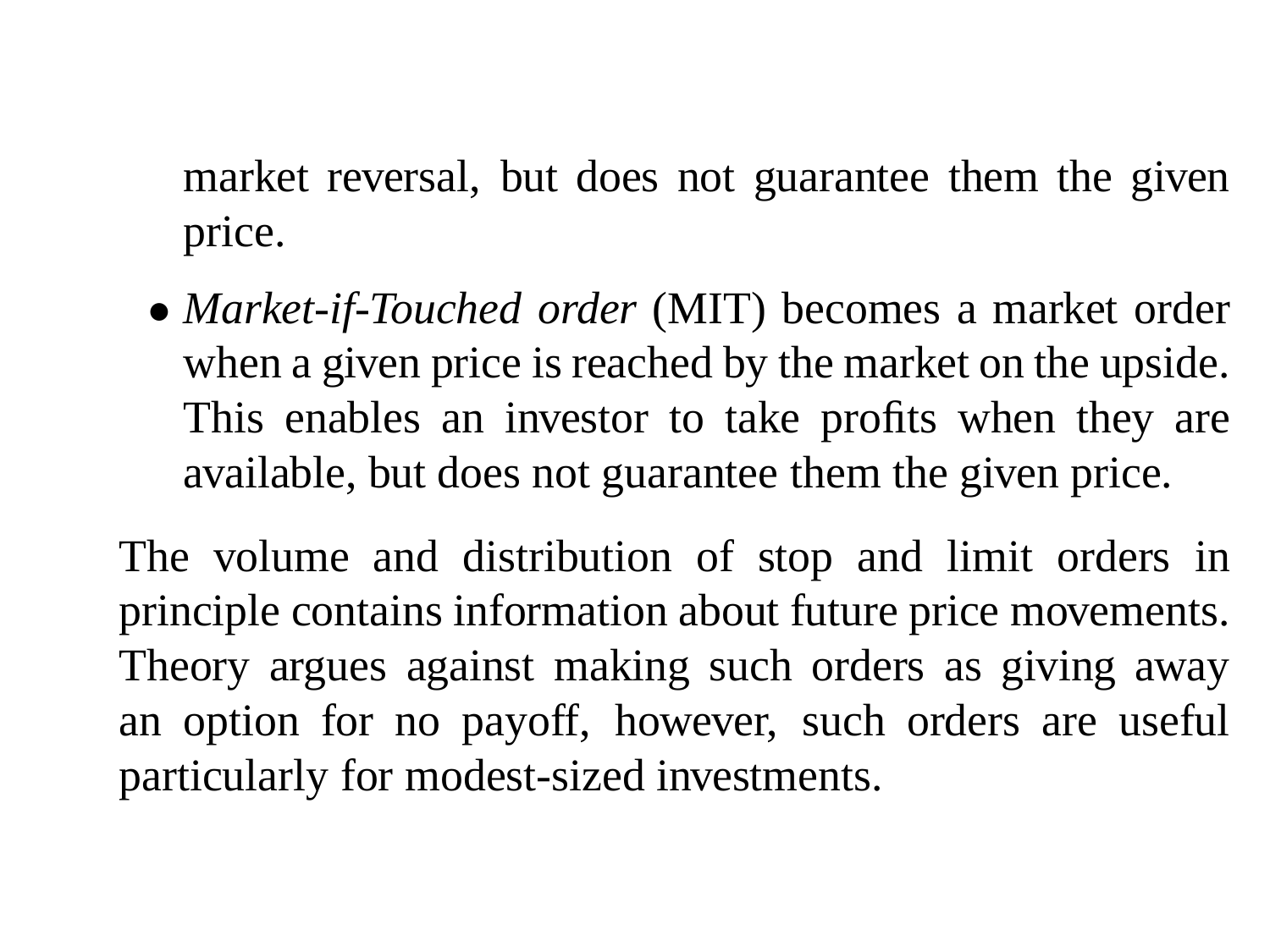market reversal, but does not guarantee them the given price.

- *Market-if-Touched order* (MIT) becomes a market order when a given price is reached by the market on the upside. This enables an investor to take profits when they are available, but does not guarantee them the given price.

The volume and distribution of stop and limit orders in principle contains information about future price movements. Theory argues against making such orders as giving away an option for no payoff, however, such orders are useful particularly for modest-sized investments.